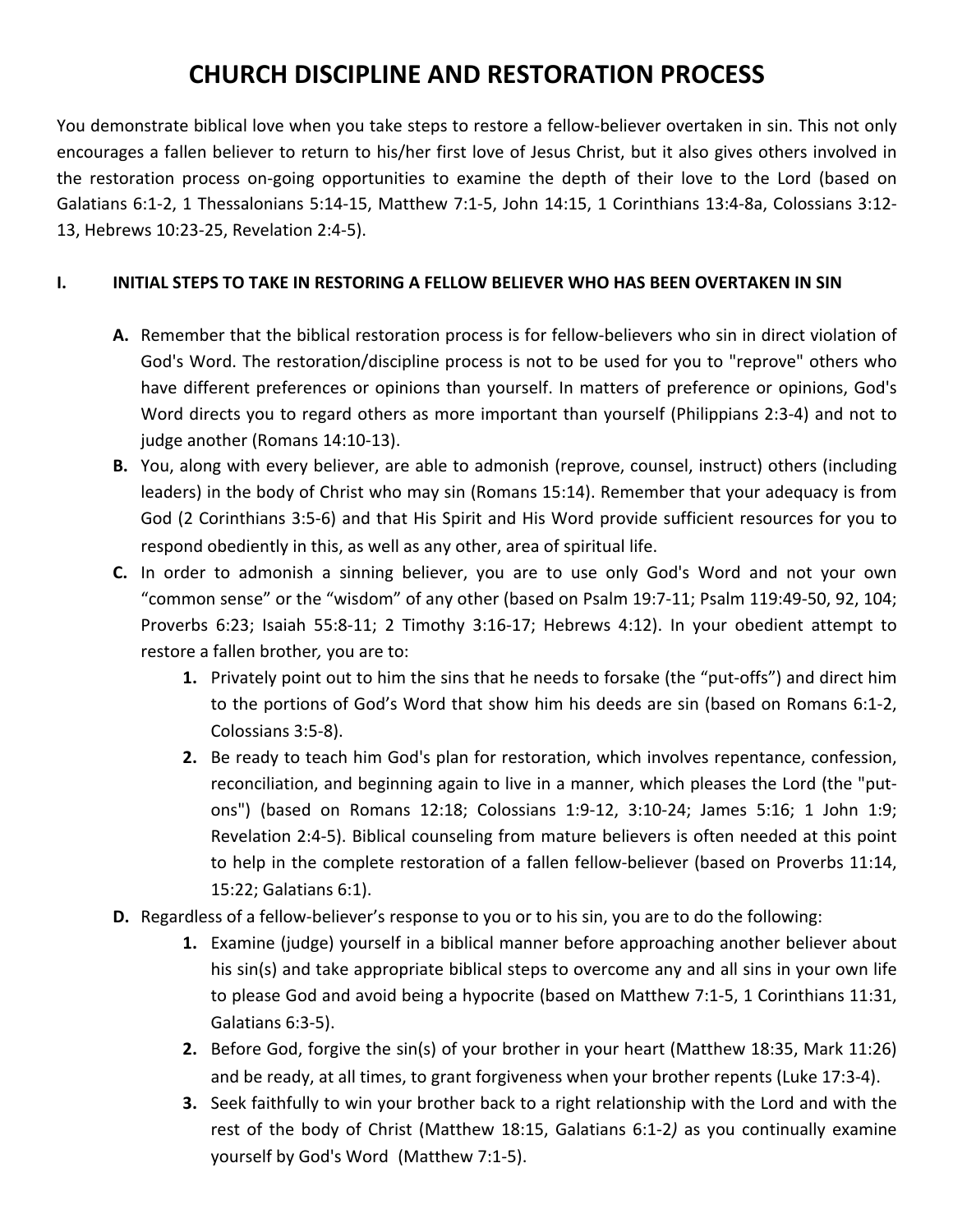# CHURCH DISCIPLINE AND RESTORATION PROCESS

You demonstrate biblical love when you take steps to restore a fellow-believer overtaken in sin. This not only encourages a fallen believer to return to his/her first love of Jesus Christ, but it also gives others involved in the restoration process on-going opportunities to examine the depth of their love to the Lord (based on Galatians 6:1-2, 1 Thessalonians 5:14-15, Matthew 7:1-5, John 14:15, 1 Corinthians 13:4-8a, Colossians 3:12-13, Hebrews 10:23-25, Revelation 2:4-5).

## I. INITIAL STEPS TO TAKE IN RESTORING A FELLOW BELIEVER WHO HAS BEEN OVERTAKEN IN SIN

**A.** Remember that the biblical restoration process is for fellow-believers who sin in direct violation of God's Word. The restoration/discipline process is not to be used for you to "reprove" others who have different preferences or opinions than yourself. In matters of preference or opinions, God's Word directs you to regard others as more important than yourself (Philippians 2:3-4) and not to judge another (Romans 14:10-13).

**B.** You, along with every believer, are able to admonish (reprove, counsel, instruct) others (including leaders) in the body of Christ who may sin (Romans 15:14). Remember that your adequacy is from God (2 Corinthians 3:5-6) and that His Spirit and His Word provide sufficient resources for you to respond obediently in this, as well as any other, area of spiritual life.

**C.** In order to admonish a sinning believer, you are to use only God's Word and not your own “common sense” or the “wisdom” of any other (based on Psalm 19:7-11; Psalm 119:49-50, 92, 104; Proverbs 6:23; Isaiah 55:8-11; 2 Timothy 3:16-17; Hebrews 4:12). In your obedient attempt to restore a fallen brother*,* you are to:

1. Privately point out to him the sins that he needs to forsake (the “put-offs”) and direct him to the portions of God’s Word that show him his deeds are sin (based on Romans 6:1-2, Colossians 3:5-8).
2. Be ready to teach him God's plan for restoration, which involves repentance, confession, reconciliation, and beginning again to live in a manner, which pleases the Lord (the "put-ons") (based on Romans 12:18; Colossians 1:9-12, 3:10-24; James 5:16; 1 John 1:9; Revelation 2:4-5). Biblical counseling from mature believers is often needed at this point to help in the complete restoration of a fallen fellow-believer (based on Proverbs 11:14, 15:22; Galatians 6:1).

**D.** Regardless of a fellow-believer’s response to you or to his sin, you are to do the following:

1. Examine (judge) yourself in a biblical manner before approaching another believer about his sin(s) and take appropriate biblical steps to overcome any and all sins in your own life to please God and avoid being a hypocrite (based on Matthew 7:1-5, 1 Corinthians 11:31, Galatians 6:3-5).
2. Before God, forgive the sin(s) of your brother in your heart (Matthew 18:35, Mark 11:26) and be ready, at all times, to grant forgiveness when your brother repents (Luke 17:3-4).
3. Seek faithfully to win your brother back to a right relationship with the Lord and with the rest of the body of Christ (Matthew 18:15, Galatians 6:1-2*)* as you continually examine yourself by God's Word (Matthew 7:1-5).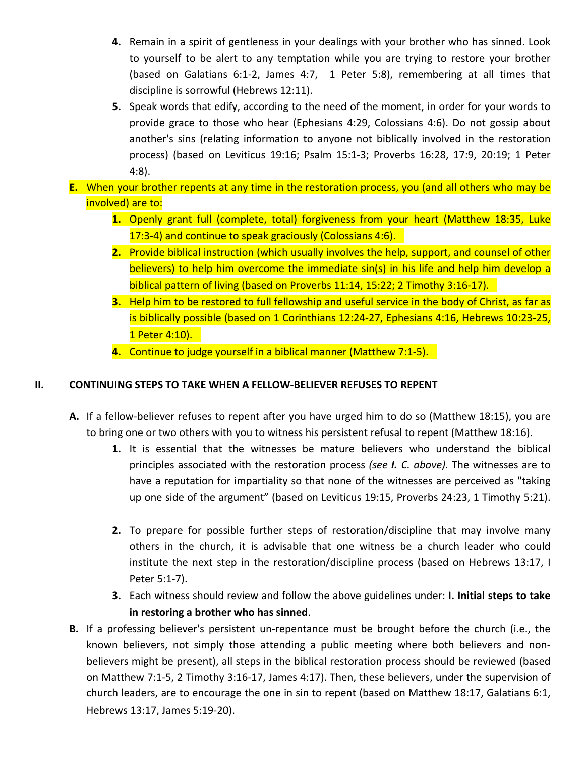4. Remain in a spirit of gentleness in your dealings with your brother who has sinned. Look to yourself to be alert to any temptation while you are trying to restore your brother (based on Galatians 6:1-2, James 4:7, 1 Peter 5:8), remembering at all times that discipline is sorrowful (Hebrews 12:11).
5. Speak words that edify, according to the need of the moment, in order for your words to provide grace to those who hear (Ephesians 4:29, Colossians 4:6). Do not gossip about another's sins (relating information to anyone not biblically involved in the restoration process) (based on Leviticus 19:16; Psalm 15:1-3; Proverbs 16:28, 17:9, 20:19; 1 Peter 4:8).

**E.** When your brother repents at any time in the restoration process, you (and all others who may be involved) are to:

1. Openly grant full (complete, total) forgiveness from your heart (Matthew 18:35, Luke 17:3-4) and continue to speak graciously (Colossians 4:6).
2. Provide biblical instruction (which usually involves the help, support, and counsel of other believers) to help him overcome the immediate sin(s) in his life and help him develop a biblical pattern of living (based on Proverbs 11:14, 15:22; 2 Timothy 3:16-17).
3. Help him to be restored to full fellowship and useful service in the body of Christ, as far as is biblically possible (based on 1 Corinthians 12:24-27, Ephesians 4:16, Hebrews 10:23-25, 1 Peter 4:10).
4. Continue to judge yourself in a biblical manner (Matthew 7:1-5).

## II. CONTINUING STEPS TO TAKE WHEN A FELLOW-BELIEVER REFUSES TO REPENT

**A.** If a fellow-believer refuses to repent after you have urged him to do so (Matthew 18:15), you are to bring one or two others with you to witness his persistent refusal to repent (Matthew 18:16).

1. It is essential that the witnesses be mature believers who understand the biblical principles associated with the restoration process *(see **I. C.** above).* The witnesses are to have a reputation for impartiality so that none of the witnesses are perceived as "taking up one side of the argument" (based on Leviticus 19:15, Proverbs 24:23, 1 Timothy 5:21).
2. To prepare for possible further steps of restoration/discipline that may involve many others in the church, it is advisable that one witness be a church leader who could institute the next step in the restoration/discipline process (based on Hebrews 13:17, I Peter 5:1-7).
3. Each witness should review and follow the above guidelines under: **I. Initial steps to take in restoring a brother who has sinned**.

**B.** If a professing believer's persistent un-repentance must be brought before the church (i.e., the known believers, not simply those attending a public meeting where both believers and non-believers might be present), all steps in the biblical restoration process should be reviewed (based on Matthew 7:1-5, 2 Timothy 3:16-17, James 4:17). Then, these believers, under the supervision of church leaders, are to encourage the one in sin to repent (based on Matthew 18:17, Galatians 6:1, Hebrews 13:17, James 5:19-20).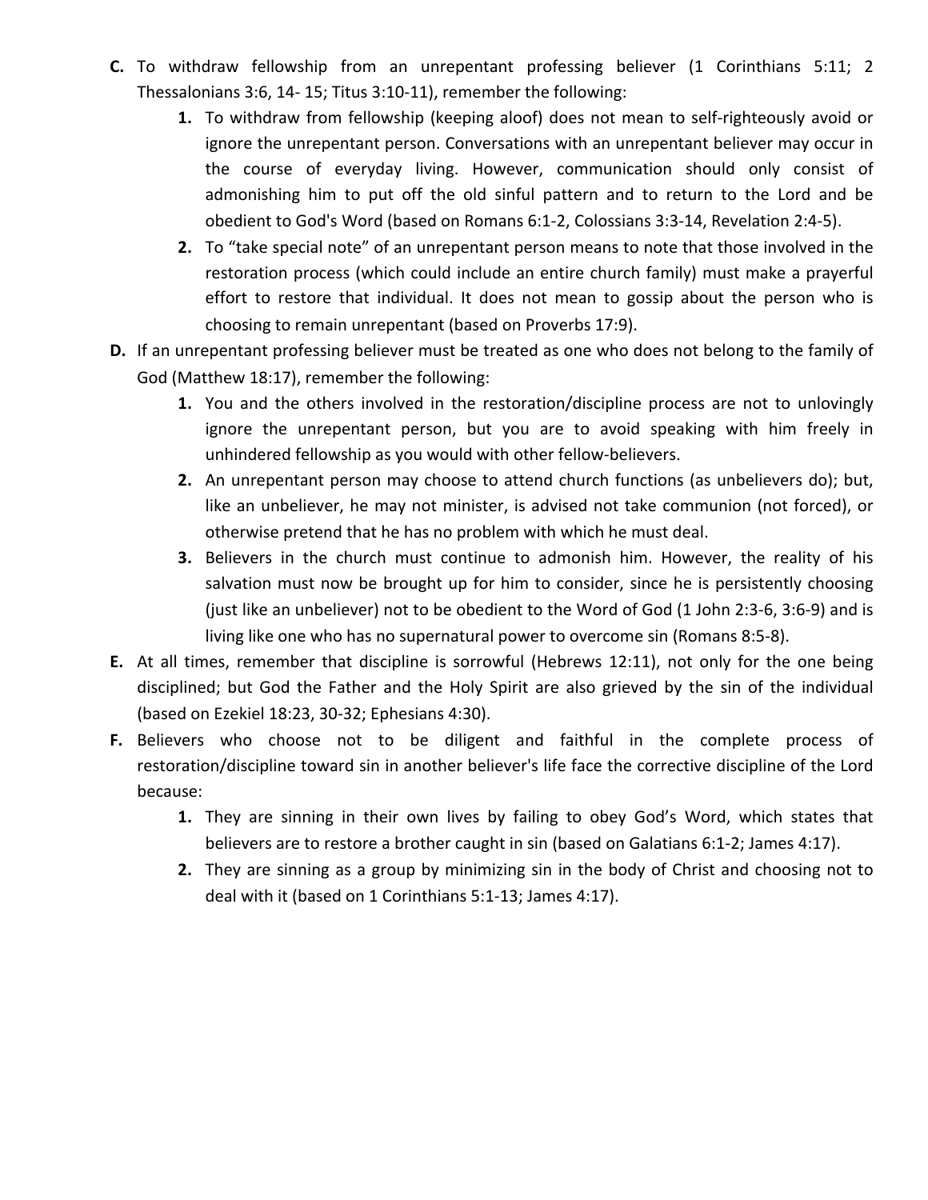**C.** To withdraw fellowship from an unrepentant professing believer (1 Corinthians 5:11; 2 Thessalonians 3:6, 14- 15; Titus 3:10-11), remember the following:

  **1.** To withdraw from fellowship (keeping aloof) does not mean to self-righteously avoid or ignore the unrepentant person. Conversations with an unrepentant believer may occur in the course of everyday living. However, communication should only consist of admonishing him to put off the old sinful pattern and to return to the Lord and be obedient to God's Word (based on Romans 6:1-2, Colossians 3:3-14, Revelation 2:4-5).

  **2.** To "take special note" of an unrepentant person means to note that those involved in the restoration process (which could include an entire church family) must make a prayerful effort to restore that individual. It does not mean to gossip about the person who is choosing to remain unrepentant (based on Proverbs 17:9).

**D.** If an unrepentant professing believer must be treated as one who does not belong to the family of God (Matthew 18:17), remember the following:

  **1.** You and the others involved in the restoration/discipline process are not to unlovingly ignore the unrepentant person, but you are to avoid speaking with him freely in unhindered fellowship as you would with other fellow-believers.

  **2.** An unrepentant person may choose to attend church functions (as unbelievers do); but, like an unbeliever, he may not minister, is advised not take communion (not forced), or otherwise pretend that he has no problem with which he must deal.

  **3.** Believers in the church must continue to admonish him. However, the reality of his salvation must now be brought up for him to consider, since he is persistently choosing (just like an unbeliever) not to be obedient to the Word of God (1 John 2:3-6, 3:6-9) and is living like one who has no supernatural power to overcome sin (Romans 8:5-8).

**E.** At all times, remember that discipline is sorrowful (Hebrews 12:11), not only for the one being disciplined; but God the Father and the Holy Spirit are also grieved by the sin of the individual (based on Ezekiel 18:23, 30-32; Ephesians 4:30).

**F.** Believers who choose not to be diligent and faithful in the complete process of restoration/discipline toward sin in another believer's life face the corrective discipline of the Lord because:

  **1.** They are sinning in their own lives by failing to obey God's Word, which states that believers are to restore a brother caught in sin (based on Galatians 6:1-2; James 4:17).

  **2.** They are sinning as a group by minimizing sin in the body of Christ and choosing not to deal with it (based on 1 Corinthians 5:1-13; James 4:17).